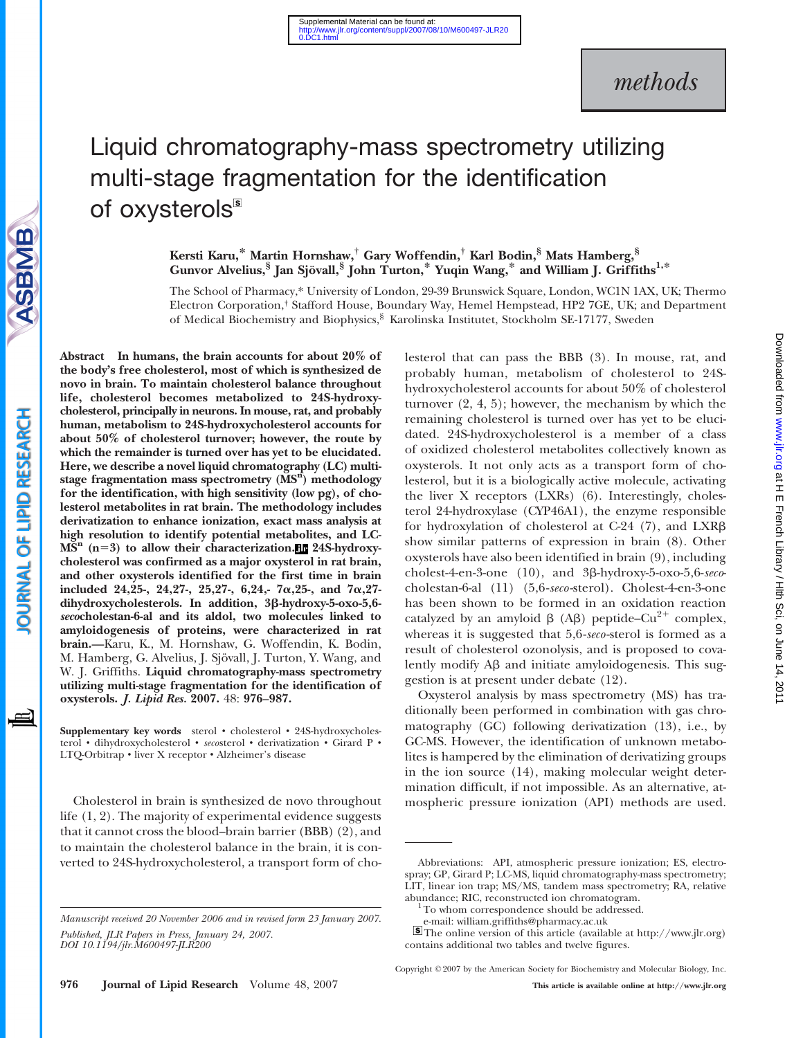Supplemental Material can be found at:
http://www.jlr.org/content/suppl/2007/08/10/M600497-JLR200.DC1.html

*methods*

# Liquid chromatography-mass spectrometry utilizing multi-stage fragmentation for the identification of oxysterols[S]

**Kersti Karu,\* Martin Hornshaw,† Gary Woffendin,† Karl Bodin,§ Mats Hamberg,§ Gunvor Alvelius,§ Jan Sjövall,§ John Turton,\* Yuqin Wang,\* and William J. Griffiths[1,]\***

The School of Pharmacy,\* University of London, 29-39 Brunswick Square, London, WC1N 1AX, UK; Thermo Electron Corporation,† Stafford House, Boundary Way, Hemel Hempstead, HP2 7GE, UK; and Department of Medical Biochemistry and Biophysics,§ Karolinska Institutet, Stockholm SE-17177, Sweden

**Abstract In humans, the brain accounts for about 20% of the body's free cholesterol, most of which is synthesized de novo in brain. To maintain cholesterol balance throughout life, cholesterol becomes metabolized to 24S-hydroxycholesterol, principally in neurons. In mouse, rat, and probably human, metabolism to 24S-hydroxycholesterol accounts for about 50% of cholesterol turnover; however, the route by which the remainder is turned over has yet to be elucidated. Here, we describe a novel liquid chromatography (LC) multistage fragmentation mass spectrometry ($MS^n$) methodology for the identification, with high sensitivity (low pg), of cholesterol metabolites in rat brain. The methodology includes derivatization to enhance ionization, exact mass analysis at high resolution to identify potential metabolites, and LC-$MS^n$ ($n=3$) to allow their characterization. 24S-hydroxycholesterol was confirmed as a major oxysterol in rat brain, and other oxysterols identified for the first time in brain included 24,25-, 24,27-, 25,27-, 6,24,- 7α,25-, and 7α,27-dihydroxycholesterols. In addition, 3β-hydroxy-5-oxo-5,6-*seco*cholestan-6-al and its aldol, two molecules linked to amyloidogenesis of proteins, were characterized in rat brain.**—Karu, K., M. Hornshaw, G. Woffendin, K. Bodin, M. Hamberg, G. Alvelius, J. Sjövall, J. Turton, Y. Wang, and W. J. Griffiths. **Liquid chromatography-mass spectrometry utilizing multi-stage fragmentation for the identification of oxysterols.** ***J. Lipid Res.*** **2007.** 48: **976–987.**

**Supplementary key words** sterol • cholesterol • 24S-hydroxycholesterol • dihydroxycholesterol • *seco*sterol • derivatization • Girard P • LTQ-Orbitrap • liver X receptor • Alzheimer's disease

Cholesterol in brain is synthesized de novo throughout life (1, 2). The majority of experimental evidence suggests that it cannot cross the blood–brain barrier (BBB) (2), and to maintain the cholesterol balance in the brain, it is converted to 24S-hydroxycholesterol, a transport form of cholesterol that can pass the BBB (3). In mouse, rat, and probably human, metabolism of cholesterol to 24S-hydroxycholesterol accounts for about 50% of cholesterol turnover (2, 4, 5); however, the mechanism by which the remaining cholesterol is turned over has yet to be elucidated. 24S-hydroxycholesterol is a member of a class of oxidized cholesterol metabolites collectively known as oxysterols. It not only acts as a transport form of cholesterol, but it is a biologically active molecule, activating the liver X receptors (LXRs) (6). Interestingly, cholesterol 24-hydroxylase (CYP46A1), the enzyme responsible for hydroxylation of cholesterol at C-24 (7), and LXRβ show similar patterns of expression in brain (8). Other oxysterols have also been identified in brain (9), including cholest-4-en-3-one (10), and 3β-hydroxy-5-oxo-5,6-*seco*-cholestan-6-al (11) (5,6-*seco*-sterol). Cholest-4-en-3-one has been shown to be formed in an oxidation reaction catalyzed by an amyloid β (Aβ) peptide–$Cu^{2+}$ complex, whereas it is suggested that 5,6-*seco*-sterol is formed as a result of cholesterol ozonolysis, and is proposed to covalently modify Aβ and initiate amyloidogenesis. This suggestion is at present under debate (12).

Oxysterol analysis by mass spectrometry (MS) has traditionally been performed in combination with gas chromatography (GC) following derivatization (13), i.e., by GC-MS. However, the identification of unknown metabolites is hampered by the elimination of derivatizing groups in the ion source (14), making molecular weight determination difficult, if not impossible. As an alternative, atmospheric pressure ionization (API) methods are used.

Manuscript received 20 November 2006 and in revised form 23 January 2007.

Published, JLR Papers in Press, January 24, 2007.
DOI 10.1194/jlr.M600497-JLR200

Abbreviations: API, atmospheric pressure ionization; ES, electrospray; GP, Girard P; LC-MS, liquid chromatography-mass spectrometry; LIT, linear ion trap; MS/MS, tandem mass spectrometry; RA, relative abundance; RIC, reconstructed ion chromatogram.

[1] To whom correspondence should be addressed.
e-mail: william.griffiths@pharmacy.ac.uk

[S] The online version of this article (available at http://www.jlr.org) contains additional two tables and twelve figures.

Copyright © 2007 by the American Society for Biochemistry and Molecular Biology, Inc.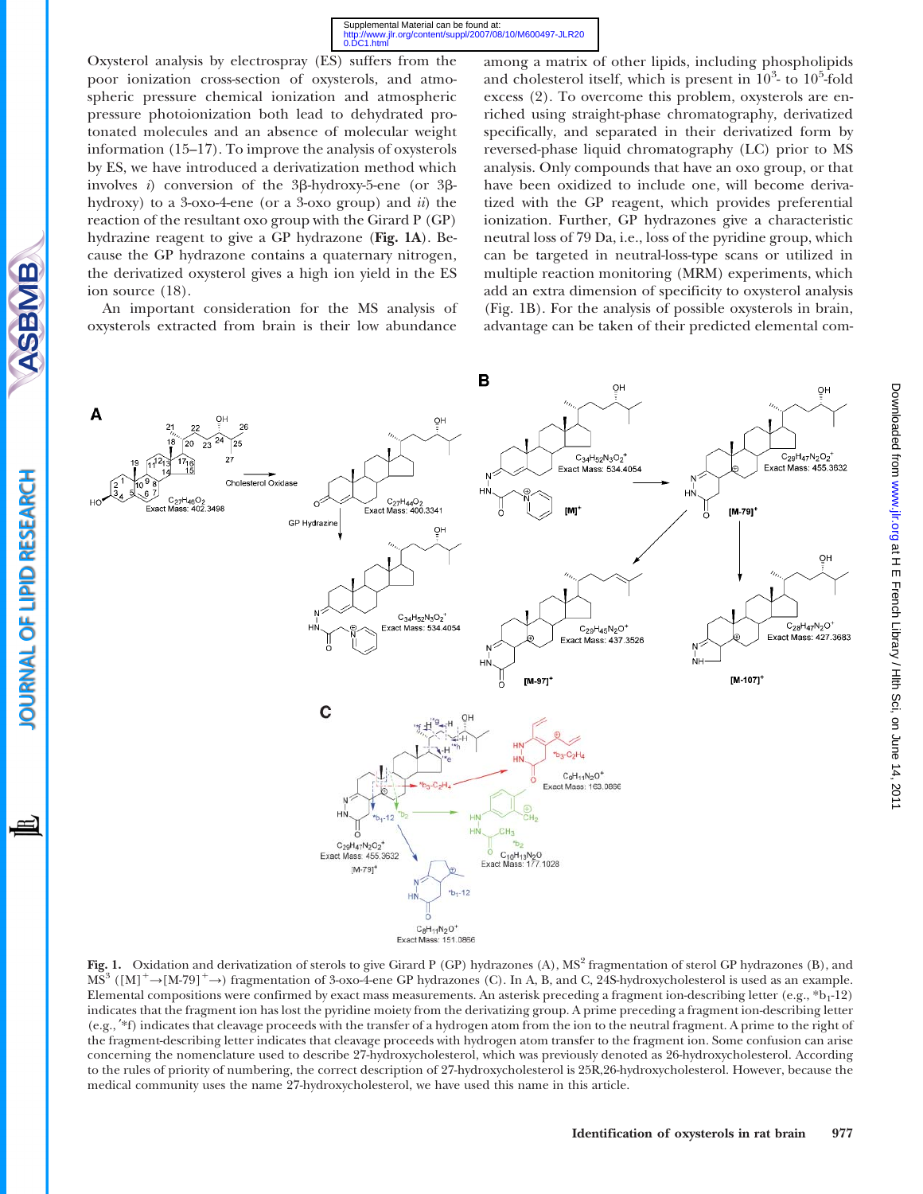Oxysterol analysis by electrospray (ES) suffers from the poor ionization cross-section of oxysterols, and atmospheric pressure chemical ionization and atmospheric pressure photoionization both lead to dehydrated protonated molecules and an absence of molecular weight information (15–17). To improve the analysis of oxysterols by ES, we have introduced a derivatization method which involves *i*) conversion of the 3β-hydroxy-5-ene (or 3β-hydroxy) to a 3-oxo-4-ene (or a 3-oxo group) and *ii*) the reaction of the resultant oxo group with the Girard P (GP) hydrazine reagent to give a GP hydrazone (**Fig. 1A**). Because the GP hydrazone contains a quaternary nitrogen, the derivatized oxysterol gives a high ion yield in the ES ion source (18).

An important consideration for the MS analysis of oxysterols extracted from brain is their low abundance among a matrix of other lipids, including phospholipids and cholesterol itself, which is present in $10^3$- to $10^5$-fold excess (2). To overcome this problem, oxysterols are enriched using straight-phase chromatography, derivatized specifically, and separated in their derivatized form by reversed-phase liquid chromatography (LC) prior to MS analysis. Only compounds that have an oxo group, or that have been oxidized to include one, will become derivatized with the GP reagent, which provides preferential ionization. Further, GP hydrazones give a characteristic neutral loss of 79 Da, i.e., loss of the pyridine group, which can be targeted in neutral-loss-type scans or utilized in multiple reaction monitoring (MRM) experiments, which add an extra dimension of specificity to oxysterol analysis (Fig. 1B). For the analysis of possible oxysterols in brain, advantage can be taken of their predicted elemental com-

**Fig. 1.** Oxidation and derivatization of sterols to give Girard P (GP) hydrazones (A), $MS^2$ fragmentation of sterol GP hydrazones (B), and $MS^3$ ($[M]^+ \rightarrow [M-79]^+ \rightarrow$) fragmentation of 3-oxo-4-ene GP hydrazones (C). In A, B, and C, 24S-hydroxycholesterol is used as an example. Elemental compositions were confirmed by exact mass measurements. An asterisk preceding a fragment ion-describing letter (e.g., *$b_1$-12) indicates that the fragment ion has lost the pyridine moiety from the derivatizing group. A prime preceding a fragment ion-describing letter (e.g., ′*f) indicates that cleavage proceeds with the transfer of a hydrogen atom from the ion to the neutral fragment. A prime to the right of the fragment-describing letter indicates that cleavage proceeds with hydrogen atom transfer to the fragment ion. Some confusion can arise concerning the nomenclature used to describe 27-hydroxycholesterol, which was previously denoted as 26-hydroxycholesterol. According to the rules of priority of numbering, the correct description of 27-hydroxycholesterol is 25R,26-hydroxycholesterol. However, because the medical community uses the name 27-hydroxycholesterol, we have used this name in this article.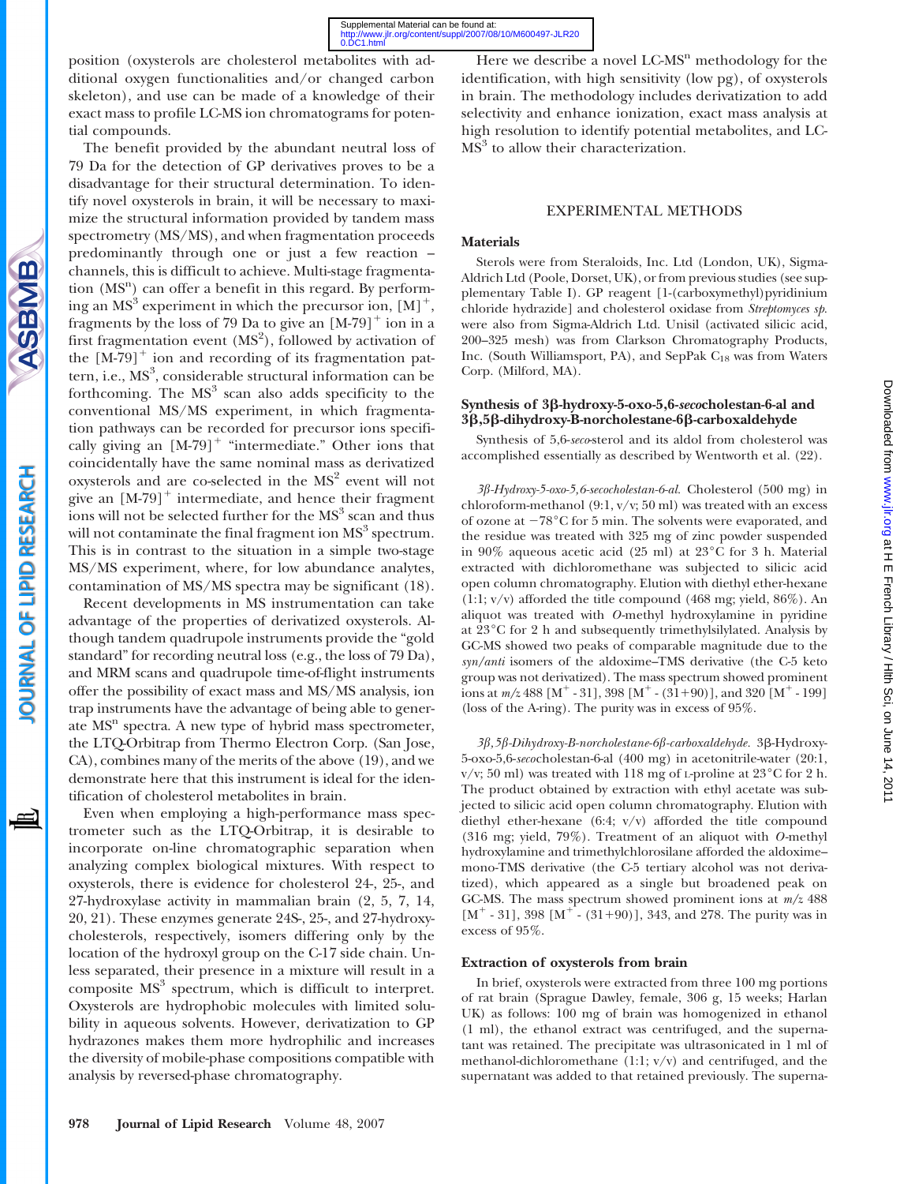position (oxysterols are cholesterol metabolites with additional oxygen functionalities and/or changed carbon skeleton), and use can be made of a knowledge of their exact mass to profile LC-MS ion chromatograms for potential compounds.

The benefit provided by the abundant neutral loss of 79 Da for the detection of GP derivatives proves to be a disadvantage for their structural determination. To identify novel oxysterols in brain, it will be necessary to maximize the structural information provided by tandem mass spectrometry (MS/MS), and when fragmentation proceeds predominantly through one or just a few reaction channels, this is difficult to achieve. Multi-stage fragmentation ($MS^n$) can offer a benefit in this regard. By performing an $MS^3$ experiment in which the precursor ion, $[M]^+$, fragments by the loss of 79 Da to give an $[M-79]^+$ ion in a first fragmentation event ($MS^2$), followed by activation of the $[M-79]^+$ ion and recording of its fragmentation pattern, i.e., $MS^3$, considerable structural information can be forthcoming. The $MS^3$ scan also adds specificity to the conventional MS/MS experiment, in which fragmentation pathways can be recorded for precursor ions specifically giving an $[M-79]^+$ "intermediate." Other ions that coincidentally have the same nominal mass as derivatized oxysterols and are co-selected in the $MS^2$ event will not give an $[M-79]^+$ intermediate, and hence their fragment ions will not be selected further for the $MS^3$ scan and thus will not contaminate the final fragment ion $MS^3$ spectrum. This is in contrast to the situation in a simple two-stage MS/MS experiment, where, for low abundance analytes, contamination of MS/MS spectra may be significant (18).

Recent developments in MS instrumentation can take advantage of the properties of derivatized oxysterols. Although tandem quadrupole instruments provide the "gold standard" for recording neutral loss (e.g., the loss of 79 Da), and MRM scans and quadrupole time-of-flight instruments offer the possibility of exact mass and MS/MS analysis, ion trap instruments have the advantage of being able to generate $MS^n$ spectra. A new type of hybrid mass spectrometer, the LTQ-Orbitrap from Thermo Electron Corp. (San Jose, CA), combines many of the merits of the above (19), and we demonstrate here that this instrument is ideal for the identification of cholesterol metabolites in brain.

Even when employing a high-performance mass spectrometer such as the LTQ-Orbitrap, it is desirable to incorporate on-line chromatographic separation when analyzing complex biological mixtures. With respect to oxysterols, there is evidence for cholesterol 24-, 25-, and 27-hydroxylase activity in mammalian brain (2, 5, 7, 14, 20, 21). These enzymes generate 24S-, 25-, and 27-hydroxycholesterols, respectively, isomers differing only by the location of the hydroxyl group on the C-17 side chain. Unless separated, their presence in a mixture will result in a composite $MS^3$ spectrum, which is difficult to interpret. Oxysterols are hydrophobic molecules with limited solubility in aqueous solvents. However, derivatization to GP hydrazones makes them more hydrophilic and increases the diversity of mobile-phase compositions compatible with analysis by reversed-phase chromatography.

Here we describe a novel LC-$MS^n$ methodology for the identification, with high sensitivity (low pg), of oxysterols in brain. The methodology includes derivatization to add selectivity and enhance ionization, exact mass analysis at high resolution to identify potential metabolites, and LC-$MS^3$ to allow their characterization.

## EXPERIMENTAL METHODS

### Materials

Sterols were from Steraloids, Inc. Ltd (London, UK), Sigma-Aldrich Ltd (Poole, Dorset, UK), or from previous studies (see supplementary Table I). GP reagent [1-(carboxymethyl)pyridinium chloride hydrazide] and cholesterol oxidase from *Streptomyces sp.* were also from Sigma-Aldrich Ltd. Unisil (activated silicic acid, 200–325 mesh) was from Clarkson Chromatography Products, Inc. (South Williamsport, PA), and SepPak $C_{18}$ was from Waters Corp. (Milford, MA).

### Synthesis of 3β-hydroxy-5-oxo-5,6-*seco*cholestan-6-al and 3β,5β-dihydroxy-B-norcholestane-6β-carboxaldehyde

Synthesis of 5,6-*seco*-sterol and its aldol from cholesterol was accomplished essentially as described by Wentworth et al. (22).

*3β-Hydroxy-5-oxo-5,6-secocholestan-6-al.* Cholesterol (500 mg) in chloroform-methanol (9:1, v/v; 50 ml) was treated with an excess of ozone at −78°C for 5 min. The solvents were evaporated, and the residue was treated with 325 mg of zinc powder suspended in 90% aqueous acetic acid (25 ml) at 23°C for 3 h. Material extracted with dichloromethane was subjected to silicic acid open column chromatography. Elution with diethyl ether-hexane (1:1; v/v) afforded the title compound (468 mg; yield, 86%). An aliquot was treated with *O*-methyl hydroxylamine in pyridine at 23°C for 2 h and subsequently trimethylsilylated. Analysis by GC-MS showed two peaks of comparable magnitude due to the *syn/anti* isomers of the aldoxime–TMS derivative (the C-5 keto group was not derivatized). The mass spectrum showed prominent ions at *m/z* 488 [$M^+$ - 31], 398 [$M^+$ - (31+90)], and 320 [$M^+$ - 199] (loss of the A-ring). The purity was in excess of 95%.

*3β,5β-Dihydroxy-B-norcholestane-6β-carboxaldehyde.* 3β-Hydroxy-5-oxo-5,6-*seco*cholestan-6-al (400 mg) in acetonitrile-water (20:1, v/v; 50 ml) was treated with 118 mg of L-proline at 23°C for 2 h. The product obtained by extraction with ethyl acetate was subjected to silicic acid open column chromatography. Elution with diethyl ether-hexane (6:4; v/v) afforded the title compound (316 mg; yield, 79%). Treatment of an aliquot with *O*-methyl hydroxylamine and trimethylchlorosilane afforded the aldoxime–mono-TMS derivative (the C-5 tertiary alcohol was not derivatized), which appeared as a single but broadened peak on GC-MS. The mass spectrum showed prominent ions at *m/z* 488 [$M^+$ - 31], 398 [$M^+$ - (31+90)], 343, and 278. The purity was in excess of 95%.

### Extraction of oxysterols from brain

In brief, oxysterols were extracted from three 100 mg portions of rat brain (Sprague Dawley, female, 306 g, 15 weeks; Harlan UK) as follows: 100 mg of brain was homogenized in ethanol (1 ml), the ethanol extract was centrifuged, and the supernatant was retained. The precipitate was ultrasonicated in 1 ml of methanol-dichloromethane (1:1; v/v) and centrifuged, and the supernatant was added to that retained previously. The superna-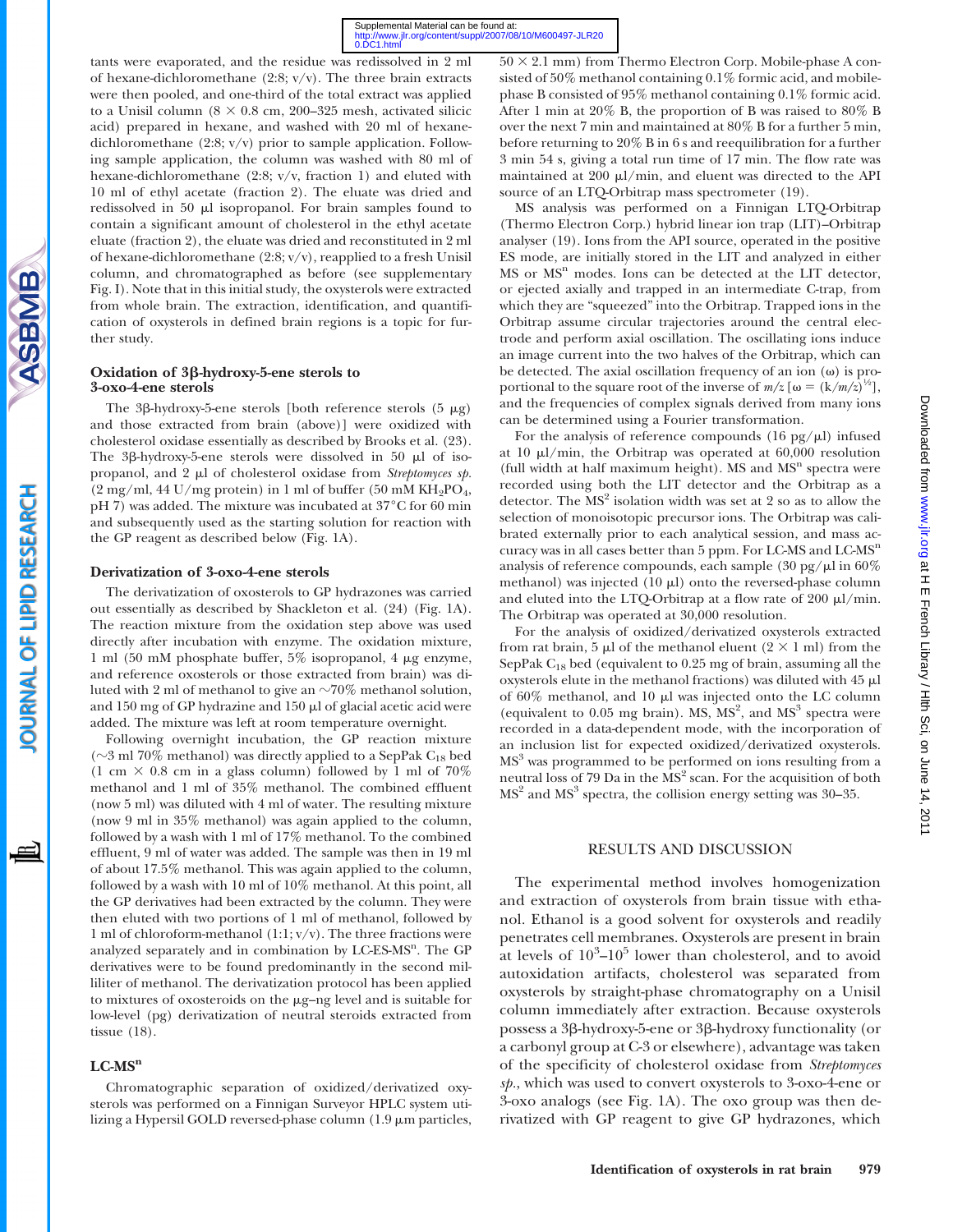tants were evaporated, and the residue was redissolved in 2 ml of hexane-dichloromethane (2:8; v/v). The three brain extracts were then pooled, and one-third of the total extract was applied to a Unisil column (8 × 0.8 cm, 200–325 mesh, activated silicic acid) prepared in hexane, and washed with 20 ml of hexane-dichloromethane (2:8; v/v) prior to sample application. Following sample application, the column was washed with 80 ml of hexane-dichloromethane (2:8; v/v, fraction 1) and eluted with 10 ml of ethyl acetate (fraction 2). The eluate was dried and redissolved in 50 μl isopropanol. For brain samples found to contain a significant amount of cholesterol in the ethyl acetate eluate (fraction 2), the eluate was dried and reconstituted in 2 ml of hexane-dichloromethane (2:8; v/v), reapplied to a fresh Unisil column, and chromatographed as before (see supplementary Fig. I). Note that in this initial study, the oxysterols were extracted from whole brain. The extraction, identification, and quantification of oxysterols in defined brain regions is a topic for further study.

### Oxidation of 3β-hydroxy-5-ene sterols to 3-oxo-4-ene sterols

The 3β-hydroxy-5-ene sterols [both reference sterols (5 μg) and those extracted from brain (above)] were oxidized with cholesterol oxidase essentially as described by Brooks et al. (23). The 3β-hydroxy-5-ene sterols were dissolved in 50 μl of isopropanol, and 2 μl of cholesterol oxidase from *Streptomyces sp.* (2 mg/ml, 44 U/mg protein) in 1 ml of buffer (50 mM $KH_2PO_4$, pH 7) was added. The mixture was incubated at 37°C for 60 min and subsequently used as the starting solution for reaction with the GP reagent as described below (Fig. 1A).

### Derivatization of 3-oxo-4-ene sterols

The derivatization of oxosterols to GP hydrazones was carried out essentially as described by Shackleton et al. (24) (Fig. 1A). The reaction mixture from the oxidation step above was used directly after incubation with enzyme. The oxidation mixture, 1 ml (50 mM phosphate buffer, 5% isopropanol, 4 μg enzyme, and reference oxosterols or those extracted from brain) was diluted with 2 ml of methanol to give an ~70% methanol solution, and 150 mg of GP hydrazine and 150 μl of glacial acetic acid were added. The mixture was left at room temperature overnight.

Following overnight incubation, the GP reaction mixture (~3 ml 70% methanol) was directly applied to a SepPak $C_{18}$ bed (1 cm × 0.8 cm in a glass column) followed by 1 ml of 70% methanol and 1 ml of 35% methanol. The combined effluent (now 5 ml) was diluted with 4 ml of water. The resulting mixture (now 9 ml in 35% methanol) was again applied to the column, followed by a wash with 1 ml of 17% methanol. To the combined effluent, 9 ml of water was added. The sample was then in 19 ml of about 17.5% methanol. This was again applied to the column, followed by a wash with 10 ml of 10% methanol. At this point, all the GP derivatives had been extracted by the column. They were then eluted with two portions of 1 ml of methanol, followed by 1 ml of chloroform-methanol (1:1; v/v). The three fractions were analyzed separately and in combination by LC-ES-$MS^n$. The GP derivatives were to be found predominantly in the second milliliter of methanol. The derivatization protocol has been applied to mixtures of oxosteroids on the μg–ng level and is suitable for low-level (pg) derivatization of neutral steroids extracted from tissue (18).

### LC-$MS^n$

Chromatographic separation of oxidized/derivatized oxysterols was performed on a Finnigan Surveyor HPLC system utilizing a Hypersil GOLD reversed-phase column (1.9 μm particles, 50 × 2.1 mm) from Thermo Electron Corp. Mobile-phase A consisted of 50% methanol containing 0.1% formic acid, and mobile-phase B consisted of 95% methanol containing 0.1% formic acid. After 1 min at 20% B, the proportion of B was raised to 80% B over the next 7 min and maintained at 80% B for a further 5 min, before returning to 20% B in 6 s and reequilibration for a further 3 min 54 s, giving a total run time of 17 min. The flow rate was maintained at 200 μl/min, and eluent was directed to the API source of an LTQ-Orbitrap mass spectrometer (19).

MS analysis was performed on a Finnigan LTQ-Orbitrap (Thermo Electron Corp.) hybrid linear ion trap (LIT)–Orbitrap analyser (19). Ions from the API source, operated in the positive ES mode, are initially stored in the LIT and analyzed in either MS or $MS^n$ modes. Ions can be detected at the LIT detector, or ejected axially and trapped in an intermediate C-trap, from which they are "squeezed" into the Orbitrap. Trapped ions in the Orbitrap assume circular trajectories around the central electrode and perform axial oscillation. The oscillating ions induce an image current into the two halves of the Orbitrap, which can be detected. The axial oscillation frequency of an ion (ω) is proportional to the square root of the inverse of $m/z$ [$\omega = (k/m/z)^{1/2}$], and the frequencies of complex signals derived from many ions can be determined using a Fourier transformation.

For the analysis of reference compounds (16 pg/μl) infused at 10 μl/min, the Orbitrap was operated at 60,000 resolution (full width at half maximum height). MS and $MS^n$ spectra were recorded using both the LIT detector and the Orbitrap as a detector. The $MS^2$ isolation width was set at 2 so as to allow the selection of monoisotopic precursor ions. The Orbitrap was calibrated externally prior to each analytical session, and mass accuracy was in all cases better than 5 ppm. For LC-MS and LC-$MS^n$ analysis of reference compounds, each sample (30 pg/μl in 60% methanol) was injected (10 μl) onto the reversed-phase column and eluted into the LTQ-Orbitrap at a flow rate of 200 μl/min. The Orbitrap was operated at 30,000 resolution.

For the analysis of oxidized/derivatized oxysterols extracted from rat brain, 5 μl of the methanol eluent (2 × 1 ml) from the SepPak $C_{18}$ bed (equivalent to 0.25 mg of brain, assuming all the oxysterols elute in the methanol fractions) was diluted with 45 μl of 60% methanol, and 10 μl was injected onto the LC column (equivalent to 0.05 mg brain). MS, $MS^2$, and $MS^3$ spectra were recorded in a data-dependent mode, with the incorporation of an inclusion list for expected oxidized/derivatized oxysterols. $MS^3$ was programmed to be performed on ions resulting from a neutral loss of 79 Da in the $MS^2$ scan. For the acquisition of both $MS^2$ and $MS^3$ spectra, the collision energy setting was 30–35.

## RESULTS AND DISCUSSION

The experimental method involves homogenization and extraction of oxysterols from brain tissue with ethanol. Ethanol is a good solvent for oxysterols and readily penetrates cell membranes. Oxysterols are present in brain at levels of $10^3$–$10^5$ lower than cholesterol, and to avoid autoxidation artifacts, cholesterol was separated from oxysterols by straight-phase chromatography on a Unisil column immediately after extraction. Because oxysterols possess a 3β-hydroxy-5-ene or 3β-hydroxy functionality (or a carbonyl group at C-3 or elsewhere), advantage was taken of the specificity of cholesterol oxidase from *Streptomyces sp.*, which was used to convert oxysterols to 3-oxo-4-ene or 3-oxo analogs (see Fig. 1A). The oxo group was then derivatized with GP reagent to give GP hydrazones, which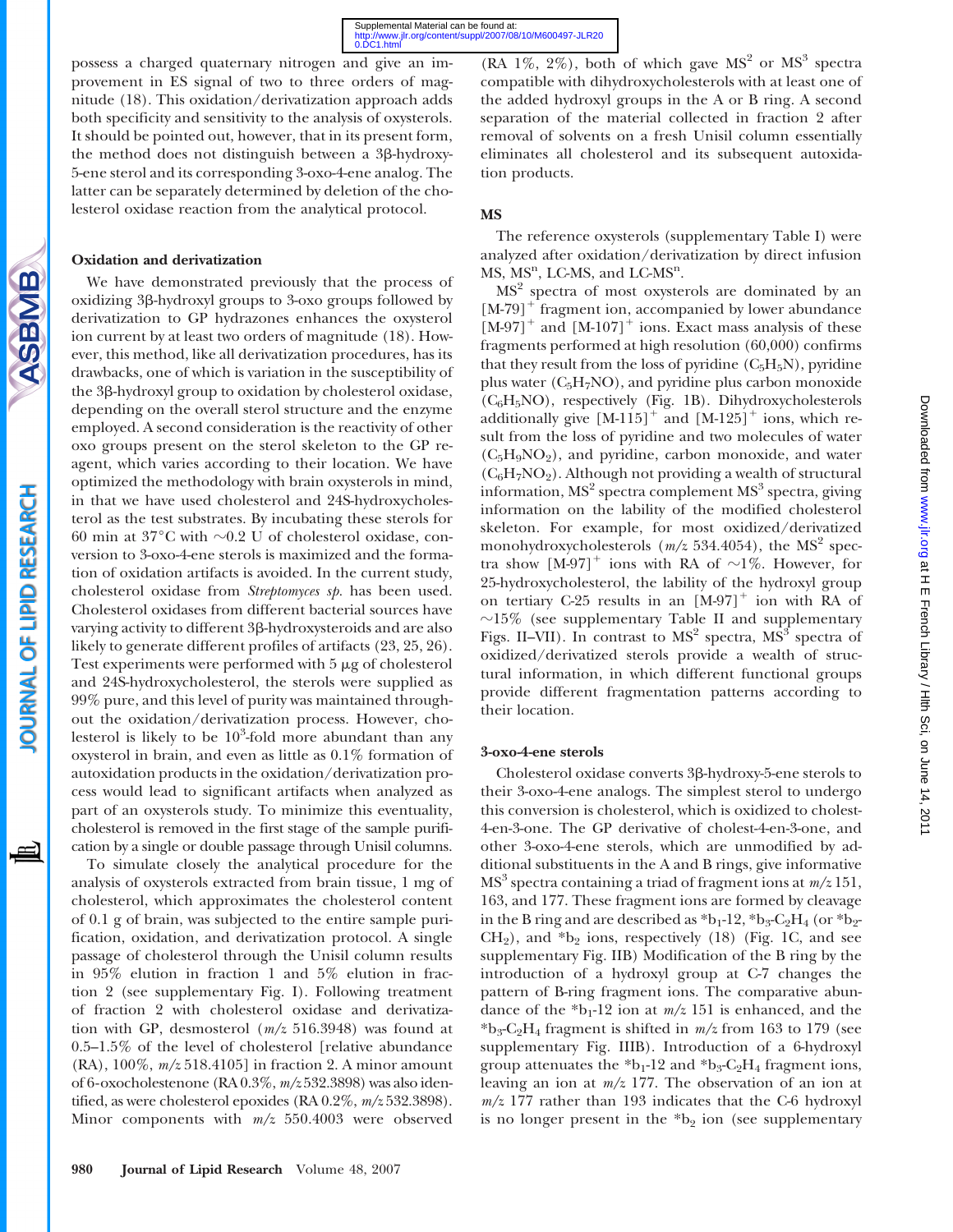possess a charged quaternary nitrogen and give an improvement in ES signal of two to three orders of magnitude (18). This oxidation/derivatization approach adds both specificity and sensitivity to the analysis of oxysterols. It should be pointed out, however, that in its present form, the method does not distinguish between a 3β-hydroxy-5-ene sterol and its corresponding 3-oxo-4-ene analog. The latter can be separately determined by deletion of the cholesterol oxidase reaction from the analytical protocol.

### Oxidation and derivatization

We have demonstrated previously that the process of oxidizing 3β-hydroxyl groups to 3-oxo groups followed by derivatization to GP hydrazones enhances the oxysterol ion current by at least two orders of magnitude (18). However, this method, like all derivatization procedures, has its drawbacks, one of which is variation in the susceptibility of the 3β-hydroxyl group to oxidation by cholesterol oxidase, depending on the overall sterol structure and the enzyme employed. A second consideration is the reactivity of other oxo groups present on the sterol skeleton to the GP reagent, which varies according to their location. We have optimized the methodology with brain oxysterols in mind, in that we have used cholesterol and 24S-hydroxycholesterol as the test substrates. By incubating these sterols for 60 min at 37°C with ~0.2 U of cholesterol oxidase, conversion to 3-oxo-4-ene sterols is maximized and the formation of oxidation artifacts is avoided. In the current study, cholesterol oxidase from *Streptomyces sp.* has been used. Cholesterol oxidases from different bacterial sources have varying activity to different 3β-hydroxysteroids and are also likely to generate different profiles of artifacts (23, 25, 26). Test experiments were performed with 5 μg of cholesterol and 24S-hydroxycholesterol, the sterols were supplied as 99% pure, and this level of purity was maintained throughout the oxidation/derivatization process. However, cholesterol is likely to be $10^3$-fold more abundant than any oxysterol in brain, and even as little as 0.1% formation of autoxidation products in the oxidation/derivatization process would lead to significant artifacts when analyzed as part of an oxysterols study. To minimize this eventuality, cholesterol is removed in the first stage of the sample purification by a single or double passage through Unisil columns.

To simulate closely the analytical procedure for the analysis of oxysterols extracted from brain tissue, 1 mg of cholesterol, which approximates the cholesterol content of 0.1 g of brain, was subjected to the entire sample purification, oxidation, and derivatization protocol. A single passage of cholesterol through the Unisil column results in 95% elution in fraction 1 and 5% elution in fraction 2 (see supplementary Fig. I). Following treatment of fraction 2 with cholesterol oxidase and derivatization with GP, desmosterol (*m/z* 516.3948) was found at 0.5–1.5% of the level of cholesterol [relative abundance (RA), 100%, *m/z* 518.4105] in fraction 2. A minor amount of 6-oxocholestenone (RA 0.3%, *m/z* 532.3898) was also identified, as were cholesterol epoxides (RA 0.2%, *m/z* 532.3898). Minor components with *m/z* 550.4003 were observed (RA 1%, 2%), both of which gave $MS^2$ or $MS^3$ spectra compatible with dihydroxycholesterols with at least one of the added hydroxyl groups in the A or B ring. A second separation of the material collected in fraction 2 after removal of solvents on a fresh Unisil column essentially eliminates all cholesterol and its subsequent autoxidation products.

### MS

The reference oxysterols (supplementary Table I) were analyzed after oxidation/derivatization by direct infusion MS, $MS^n$, LC-MS, and LC-$MS^n$.

$MS^2$ spectra of most oxysterols are dominated by an $[M\text{-}79]^+$ fragment ion, accompanied by lower abundance $[M\text{-}97]^+$ and $[M\text{-}107]^+$ ions. Exact mass analysis of these fragments performed at high resolution (60,000) confirms that they result from the loss of pyridine ($C_5H_5N$), pyridine plus water ($C_5H_7NO$), and pyridine plus carbon monoxide ($C_6H_5NO$), respectively (Fig. 1B). Dihydroxycholesterols additionally give $[M\text{-}115]^+$ and $[M\text{-}125]^+$ ions, which result from the loss of pyridine and two molecules of water ($C_5H_9NO_2$), and pyridine, carbon monoxide, and water ($C_6H_7NO_2$). Although not providing a wealth of structural information, $MS^2$ spectra complement $MS^3$ spectra, giving information on the lability of the modified cholesterol skeleton. For example, for most oxidized/derivatized monohydroxycholesterols (*m/z* 534.4054), the $MS^2$ spectra show $[M\text{-}97]^+$ ions with RA of ~1%. However, for 25-hydroxycholesterol, the lability of the hydroxyl group on tertiary C-25 results in an $[M\text{-}97]^+$ ion with RA of ~15% (see supplementary Table II and supplementary Figs. II–VII). In contrast to $MS^2$ spectra, $MS^3$ spectra of oxidized/derivatized sterols provide a wealth of structural information, in which different functional groups provide different fragmentation patterns according to their location.

### 3-oxo-4-ene sterols

Cholesterol oxidase converts 3β-hydroxy-5-ene sterols to their 3-oxo-4-ene analogs. The simplest sterol to undergo this conversion is cholesterol, which is oxidized to cholest-4-en-3-one. The GP derivative of cholest-4-en-3-one, and other 3-oxo-4-ene sterols, which are unmodified by additional substituents in the A and B rings, give informative $MS^3$ spectra containing a triad of fragment ions at *m/z* 151, 163, and 177. These fragment ions are formed by cleavage in the B ring and are described as $*b_1$-12, $*b_3$-$C_2H_4$ (or $*b_2$-$CH_2$), and $*b_2$ ions, respectively (18) (Fig. 1C, and see supplementary Fig. IIB) Modification of the B ring by the introduction of a hydroxyl group at C-7 changes the pattern of B-ring fragment ions. The comparative abundance of the $*b_1$-12 ion at *m/z* 151 is enhanced, and the $*b_3$-$C_2H_4$ fragment is shifted in *m/z* from 163 to 179 (see supplementary Fig. IIIB). Introduction of a 6-hydroxyl group attenuates the $*b_1$-12 and $*b_3$-$C_2H_4$ fragment ions, leaving an ion at *m/z* 177. The observation of an ion at *m/z* 177 rather than 193 indicates that the C-6 hydroxyl is no longer present in the $*b_2$ ion (see supplementary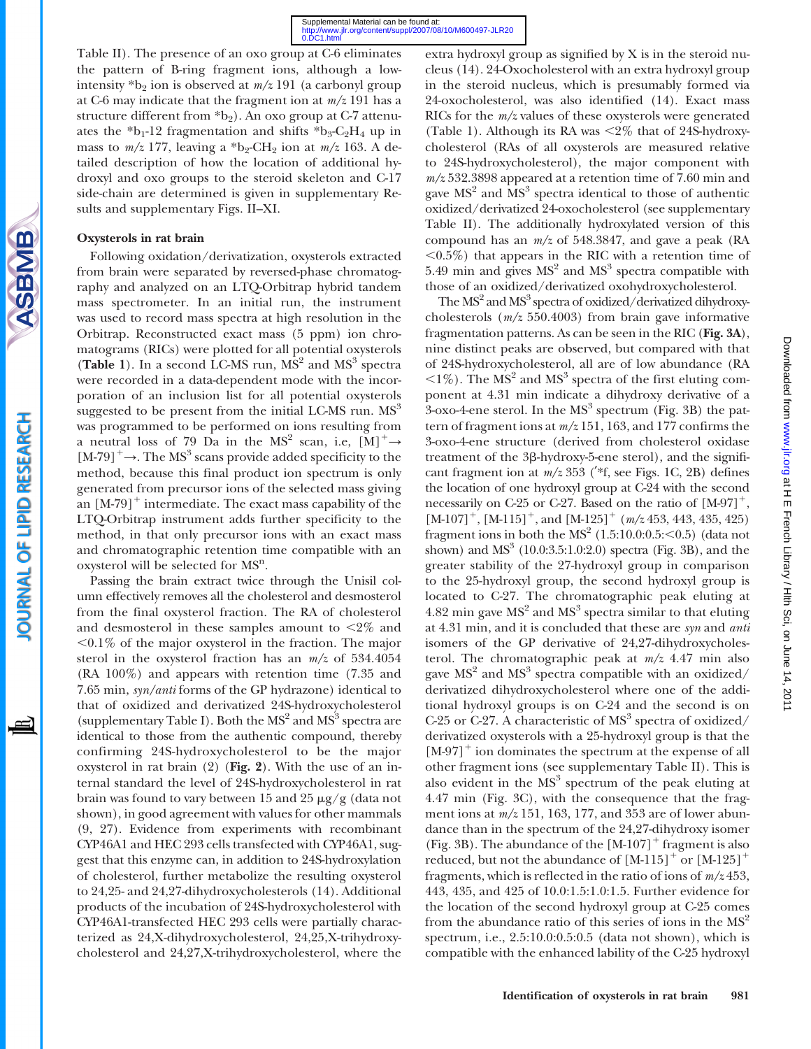Table II). The presence of an oxo group at C-6 eliminates the pattern of B-ring fragment ions, although a low-intensity $^{*}b_2$ ion is observed at *m/z* 191 (a carbonyl group at C-6 may indicate that the fragment ion at *m/z* 191 has a structure different from $^{*}b_2$). An oxo group at C-7 attenuates the $^{*}b_1$-12 fragmentation and shifts $^{*}b_3$-$C_2H_4$ up in mass to *m/z* 177, leaving a $^{*}b_2$-$CH_2$ ion at *m/z* 163. A detailed description of how the location of additional hydroxyl and oxo groups to the steroid skeleton and C-17 side-chain are determined is given in supplementary Results and supplementary Figs. II–XI.

### Oxysterols in rat brain

Following oxidation/derivatization, oxysterols extracted from brain were separated by reversed-phase chromatography and analyzed on an LTQ-Orbitrap hybrid tandem mass spectrometer. In an initial run, the instrument was used to record mass spectra at high resolution in the Orbitrap. Reconstructed exact mass (5 ppm) ion chromatograms (RICs) were plotted for all potential oxysterols (**Table 1**). In a second LC-MS run, $MS^2$ and $MS^3$ spectra were recorded in a data-dependent mode with the incorporation of an inclusion list for all potential oxysterols suggested to be present from the initial LC-MS run. $MS^3$ was programmed to be performed on ions resulting from a neutral loss of 79 Da in the $MS^2$ scan, i.e, $[M]^+ \rightarrow [M\text{-}79]^+ \rightarrow$. The $MS^3$ scans provide added specificity to the method, because this final product ion spectrum is only generated from precursor ions of the selected mass giving an $[M\text{-}79]^+$ intermediate. The exact mass capability of the LTQ-Orbitrap instrument adds further specificity to the method, in that only precursor ions with an exact mass and chromatographic retention time compatible with an oxysterol will be selected for $MS^n$.

Passing the brain extract twice through the Unisil column effectively removes all the cholesterol and desmosterol from the final oxysterol fraction. The RA of cholesterol and desmosterol in these samples amount to <2% and <0.1% of the major oxysterol in the fraction. The major sterol in the oxysterol fraction has an *m/z* of 534.4054 (RA 100%) and appears with retention time (7.35 and 7.65 min, *syn/anti* forms of the GP hydrazone) identical to that of oxidized and derivatized 24S-hydroxycholesterol (supplementary Table I). Both the $MS^2$ and $MS^3$ spectra are identical to those from the authentic compound, thereby confirming 24S-hydroxycholesterol to be the major oxysterol in rat brain (2) (**Fig. 2**). With the use of an internal standard the level of 24S-hydroxycholesterol in rat brain was found to vary between 15 and 25 μg/g (data not shown), in good agreement with values for other mammals (9, 27). Evidence from experiments with recombinant CYP46A1 and HEC 293 cells transfected with CYP46A1, suggest that this enzyme can, in addition to 24S-hydroxylation of cholesterol, further metabolize the resulting oxysterol to 24,25- and 24,27-dihydroxycholesterols (14). Additional products of the incubation of 24S-hydroxycholesterol with CYP46A1-transfected HEC 293 cells were partially characterized as 24,X-dihydroxycholesterol, 24,25,X-trihydroxycholesterol and 24,27,X-trihydroxycholesterol, where the extra hydroxyl group as signified by X is in the steroid nucleus (14). 24-Oxocholesterol with an extra hydroxyl group in the steroid nucleus, which is presumably formed via 24-oxocholesterol, was also identified (14). Exact mass RICs for the *m/z* values of these oxysterols were generated (Table 1). Although its RA was <2% that of 24S-hydroxycholesterol (RAs of all oxysterols are measured relative to 24S-hydroxycholesterol), the major component with *m/z* 532.3898 appeared at a retention time of 7.60 min and gave $MS^2$ and $MS^3$ spectra identical to those of authentic oxidized/derivatized 24-oxocholesterol (see supplementary Table II). The additionally hydroxylated version of this compound has an *m/z* of 548.3847, and gave a peak (RA <0.5%) that appears in the RIC with a retention time of 5.49 min and gives $MS^2$ and $MS^3$ spectra compatible with those of an oxidized/derivatized oxohydroxycholesterol.

The $MS^2$ and $MS^3$ spectra of oxidized/derivatized dihydroxycholesterols (*m/z* 550.4003) from brain gave informative fragmentation patterns. As can be seen in the RIC (**Fig. 3A**), nine distinct peaks are observed, but compared with that of 24S-hydroxycholesterol, all are of low abundance (RA <1%). The $MS^2$ and $MS^3$ spectra of the first eluting component at 4.31 min indicate a dihydroxy derivative of a 3-oxo-4-ene sterol. In the $MS^3$ spectrum (Fig. 3B) the pattern of fragment ions at *m/z* 151, 163, and 177 confirms the 3-oxo-4-ene structure (derived from cholesterol oxidase treatment of the 3β-hydroxy-5-ene sterol), and the significant fragment ion at *m/z* 353 ($'^{*}$f, see Figs. 1C, 2B) defines the location of one hydroxyl group at C-24 with the second necessarily on C-25 or C-27. Based on the ratio of $[M\text{-}97]^+$, $[M\text{-}107]^+$, $[M\text{-}115]^+$, and $[M\text{-}125]^+$ (*m/z* 453, 443, 435, 425) fragment ions in both the $MS^2$ (1.5:10.0:0.5:<0.5) (data not shown) and $MS^3$ (10.0:3.5:1.0:2.0) spectra (Fig. 3B), and the greater stability of the 27-hydroxyl group in comparison to the 25-hydroxyl group, the second hydroxyl group is located to C-27. The chromatographic peak eluting at 4.82 min gave $MS^2$ and $MS^3$ spectra similar to that eluting at 4.31 min, and it is concluded that these are *syn* and *anti* isomers of the GP derivative of 24,27-dihydroxycholesterol. The chromatographic peak at *m/z* 4.47 min also gave $MS^2$ and $MS^3$ spectra compatible with an oxidized/derivatized dihydroxycholesterol where one of the additional hydroxyl groups is on C-24 and the second is on C-25 or C-27. A characteristic of $MS^3$ spectra of oxidized/derivatized oxysterols with a 25-hydroxyl group is that the $[M\text{-}97]^+$ ion dominates the spectrum at the expense of all other fragment ions (see supplementary Table II). This is also evident in the $MS^3$ spectrum of the peak eluting at 4.47 min (Fig. 3C), with the consequence that the fragment ions at *m/z* 151, 163, 177, and 353 are of lower abundance than in the spectrum of the 24,27-dihydroxy isomer (Fig. 3B). The abundance of the $[M\text{-}107]^+$ fragment is also reduced, but not the abundance of $[M\text{-}115]^+$ or $[M\text{-}125]^+$ fragments, which is reflected in the ratio of ions of *m/z* 453, 443, 435, and 425 of 10.0:1.5:1.0:1.5. Further evidence for the location of the second hydroxyl group at C-25 comes from the abundance ratio of this series of ions in the $MS^2$ spectrum, i.e., 2.5:10.0:0.5:0.5 (data not shown), which is compatible with the enhanced lability of the C-25 hydroxyl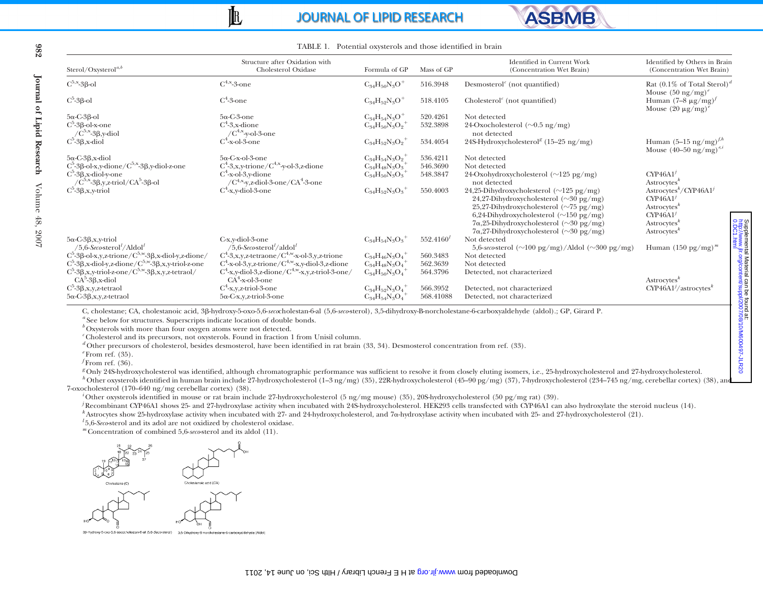TABLE 1. Potential oxysterols and those identified in brain

| Sterol/Oxysterol[a,b] | Structure after Oxidation with Cholesterol Oxidase | Formula of GP | Mass of GP | Identified in Current Work (Concentration Wet Brain) | Identified by Others in Brain (Concentration Wet Brain) |
|---|---|---|---|---|---|
| $C^{5,x}$-3β-ol | $C^{4,x}$-3-one | $C_{34}H_{50}N_3O^+$ | 516.3948 | Desmosterol[c] (not quantified) | Rat (0.1% of Total Sterol)[d]<br>Mouse (50 ng/mg)[e] |
| $C^5$-3β-ol | $C^4$-3-one | $C_{34}H_{52}N_3O^+$ | 518.4105 | Cholesterol[c] (not quantified) | Human (7–8 μg/mg)[f]<br>Mouse (20 μg/mg)[e] |
| 5α-C-3β-ol | 5α-C-3-one | $C_{34}H_{54}N_3O^+$ | 520.4261 | Not detected | |
| $C^5$-3β-ol-x-one<br>/$C^{5,x}$-3β,y-diol | $C^4$-3,x-dione<br>/$C^{4,x}$-y-ol-3-one | $C_{34}H_{50}N_3O_2^+$ | 532.3898 | 24-Oxocholesterol (~0.5 ng/mg)<br>not detected | |
| $C^5$-3β,x-diol | $C^4$-x-ol-3-one | $C_{34}H_{52}N_3O_2^+$ | 534.4054 | 24S-Hydroxycholesterol[g] (15–25 ng/mg) | Human (5–15 ng/mg)[f,h]<br>Mouse (40–50 ng/mg)[e,i] |
| 5α-C-3β,x-diol | 5α-C-x-ol-3-one | $C_{34}H_{54}N_3O_2^+$ | 536.4211 | Not detected | |
| $C^5$-3β-ol-x,y-dione/$C^{5,x}$-3β,y-diol-z-one | $C^4$-3,x,y-trione/$C^{4,x}$-y-ol-3,z-dione | $C_{34}H_{48}N_3O_3^+$ | 546.3690 | Not detected | |
| $C^5$-3β,x-diol-y-one<br>/$C^{5,x}$-3β,y,z-triol/$CA^5$-3β-ol | $C^4$-x-ol-3,y-dione<br>/$C^{4,x}$-y,z-diol-3-one/$CA^4$-3-one | $C_{34}H_{50}N_3O_3^+$ | 548.3847 | 24-Oxohydroxycholesterol (~125 pg/mg)<br>not detected | CYP46A1[j]<br>Astrocytes[k] |
| $C^5$-3β,x,y-triol | $C^4$-x,y-diol-3-one | $C_{34}H_{52}N_3O_3^+$ | 550.4003 | 24,25-Dihydroxycholesterol (~125 pg/mg)<br>24,27-Dihydroxycholesterol (~30 pg/mg)<br>25,27-Dihydroxycholesterol (~75 pg/mg)<br>6,24-Dihydroxycholesterol (~150 pg/mg)<br>7α,25-Dihydroxycholesterol (~30 pg/mg)<br>7α,27-Dihydroxycholesterol (~30 pg/mg) | Astrocytes[k]/CYP46A1[j]<br>CYP46A1[j]<br>Astrocytes[k]<br>CYP46A1[j]<br>Astrocytes[k]<br>Astrocytes[k] |
| 5α-C-3β,x,y-triol<br>/5,6-*Seco*-sterol[l]/Aldol[l] | C-x,y-diol-3-one<br>/5,6-*Seco*-sterol[l]/aldol[l] | $C_{34}H_{54}N_3O_3^+$ | 552.4160[l] | Not detected<br>5,6-*seco*-sterol (~100 pg/mg)/Aldol (~300 pg/mg) | Human (150 pg/mg)[m] |
| $C^5$-3β-ol-x,y,z-trione/$C^{5,w}$-3β,x-diol-y,z-dione/ | $C^4$-3,x,y,z-tetraone/$C^{4,w}$-x-ol-3,y,z-trione | $C_{34}H_{46}N_3O_4^+$ | 560.3483 | Not detected | |
| $C^5$-3β,x-diol-y,z-dione/$C^{5,w}$-3β,x,y-triol-z-one | $C^4$-x-ol-3,y,z-trione/$C^{4,w}$-x,y-diol-3,z-dione | $C_{34}H_{48}N_3O_4^+$ | 562.3639 | Not detected | |
| $C^5$-3β,x,y-triol-z-one/$C^{5,w}$-3β,x,y,z-tetraol/<br>$CA^5$-3β,x-diol | $C^4$-x,y-diol-3,z-dione/$C^{4,w}$-x,y,z-triol-3-one/<br>$CA^4$-x-ol-3-one | $C_{34}H_{50}N_3O_4^+$ | 564.3796 | Detected, not characterized | Astrocytes[k] |
| $C^5$-3β,x,y,z-tetraol | $C^4$-x,y,z-triol-3-one | $C_{34}H_{52}N_3O_4^+$ | 566.3952 | Detected, not characterized | CYP46A1[j]/astrocytes[k] |
| 5α-C-3β,x,y,z-tetraol | 5α-C-x,y,z-triol-3-one | $C_{34}H_{54}N_3O_4^+$ | 568.41088 | Detected, not characterized | |

C, cholestane; CA, cholestanoic acid, 3β-hydroxy-5-oxo-5,6-*seco*cholestan-6-al (5,6-*seco*-sterol), 3,5-dihydroxy-B-norcholestane-6-carboxyaldehyde (aldol).; GP, Girard P.

[a] See below for structures. Superscripts indicate location of double bonds.

[b] Oxysterols with more than four oxygen atoms were not detected.

[c] Cholesterol and its precursors, not oxysterols. Found in fraction 1 from Unisil column.

[d] Other precursors of cholesterol, besides desmosterol, have been identified in rat brain (33, 34). Desmosterol concentration from ref. (33).

[e] From ref. (35).

[f] From ref. (36).

[g] Only 24S-hydroxycholesterol was identified, although chromatographic performance was sufficient to resolve it from closely eluting isomers, i.e., 25-hydroxycholesterol and 27-hydroxycholesterol.

[h] Other oxysterols identified in human brain include 27-hydroxycholesterol (1–3 ng/mg) (35), 22R-hydroxycholesterol (45–90 pg/mg) (37), 7-hydroxycholesterol (234–745 ng/mg, cerebellar cortex) (38), and 7-oxocholesterol (170–640 ng/mg cerebellar cortex) (38).

[i] Other oxysterols identified in mouse or rat brain include 27-hydroxycholesterol (5 ng/mg mouse) (35), 20S-hydroxycholesterol (50 pg/mg rat) (39).

[j] Recombinant CYP46A1 shows 25- and 27-hydroxylase activity when incubated with 24S-hydroxycholesterol. HEK293 cells transfected with CYP46A1 can also hydroxylate the steroid nucleus (14).

[k] Astrocytes show 25-hydroxylase activity when incubated with 27- and 24-hydroxycholesterol, and 7α-hydroxylase activity when incubated with 25- and 27-hydroxycholesterol (21).

[l] 5,6-*Seco*-sterol and its adol are not oxidized by cholesterol oxidase.

[m] Concentration of combined 5,6-*seco*-sterol and its aldol (11).

Cholestane (C) Cholestanoic acid (CA)

3β-Hydroxy-5-oxo-5,6-secocholestan-6-al (5,6-*Seco*-sterol) 3,5-Dihydroxy-B-norcholestane-6-carboxyaldehyde (Aldol)

Supplemental Material can be found at: http://www.jlr.org/content/suppl/2007/08/10/M600497-JLR200.DC1.html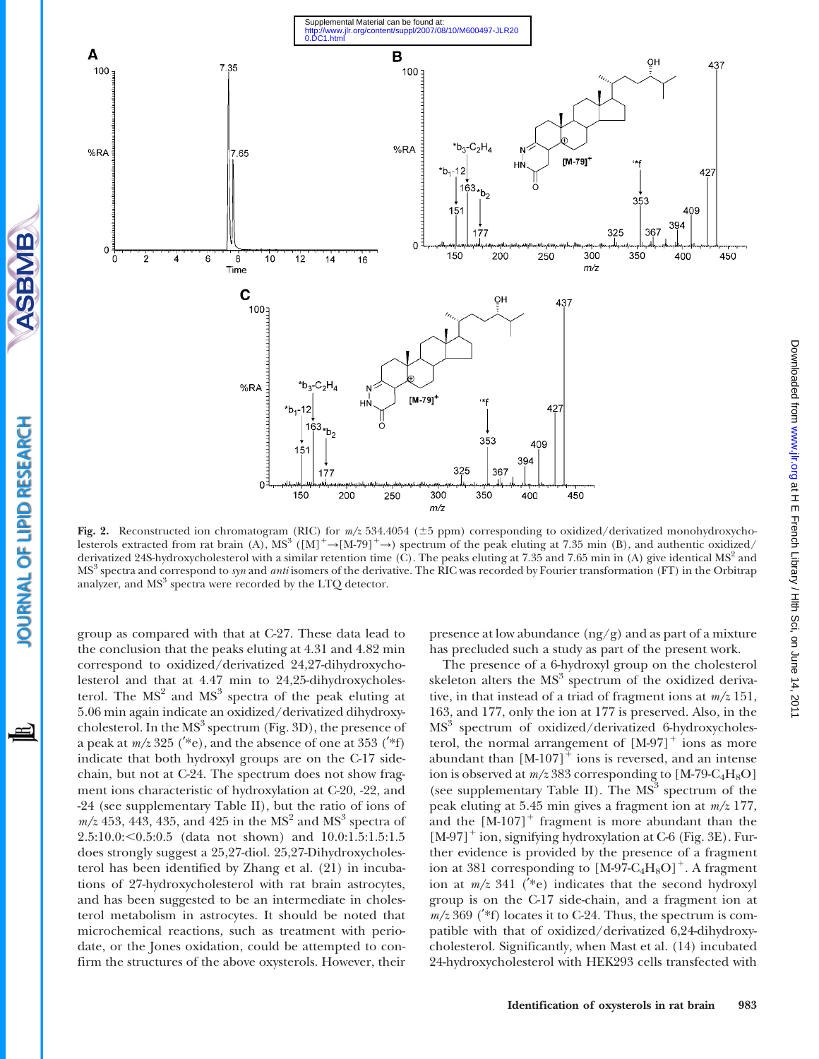Fig. 2. Reconstructed ion chromatogram (RIC) for $m/z$ 534.4054 (±5 ppm) corresponding to oxidized/derivatized monohydroxycholesterols extracted from rat brain (A), $MS^3$ ($[M]^+ \rightarrow [M\text{-}79]^+ \rightarrow$) spectrum of the peak eluting at 7.35 min (B), and authentic oxidized/derivatized 24S-hydroxycholesterol with a similar retention time (C). The peaks eluting at 7.35 and 7.65 min in (A) give identical $MS^2$ and $MS^3$ spectra and correspond to *syn* and *anti* isomers of the derivative. The RIC was recorded by Fourier transformation (FT) in the Orbitrap analyzer, and $MS^3$ spectra were recorded by the LTQ detector.

group as compared with that at C-27. These data lead to the conclusion that the peaks eluting at 4.31 and 4.82 min correspond to oxidized/derivatized 24,27-dihydroxycholesterol and that at 4.47 min to 24,25-dihydroxycholesterol. The $MS^2$ and $MS^3$ spectra of the peak eluting at 5.06 min again indicate an oxidized/derivatized dihydroxycholesterol. In the $MS^3$ spectrum (Fig. 3D), the presence of a peak at $m/z$ 325 (′*e), and the absence of one at 353 (′*f) indicate that both hydroxyl groups are on the C-17 side-chain, but not at C-24. The spectrum does not show fragment ions characteristic of hydroxylation at C-20, -22, and -24 (see supplementary Table II), but the ratio of ions of $m/z$ 453, 443, 435, and 425 in the $MS^2$ and $MS^3$ spectra of 2.5:10.0:<0.5:0.5 (data not shown) and 10.0:1.5:1.5:1.5 does strongly suggest a 25,27-diol. 25,27-Dihydroxycholesterol has been identified by Zhang et al. (21) in incubations of 27-hydroxycholesterol with rat brain astrocytes, and has been suggested to be an intermediate in cholesterol metabolism in astrocytes. It should be noted that microchemical reactions, such as treatment with periodate, or the Jones oxidation, could be attempted to confirm the structures of the above oxysterols. However, their presence at low abundance (ng/g) and as part of a mixture has precluded such a study as part of the present work.

The presence of a 6-hydroxyl group on the cholesterol skeleton alters the $MS^3$ spectrum of the oxidized derivative, in that instead of a triad of fragment ions at $m/z$ 151, 163, and 177, only the ion at 177 is preserved. Also, in the $MS^3$ spectrum of oxidized/derivatized 6-hydroxycholesterol, the normal arrangement of $[M\text{-}97]^+$ ions as more abundant than $[M\text{-}107]^+$ ions is reversed, and an intense ion is observed at $m/z$ 383 corresponding to $[M\text{-}79\text{-}C_4H_8O]$ (see supplementary Table II). The $MS^3$ spectrum of the peak eluting at 5.45 min gives a fragment ion at $m/z$ 177, and the $[M\text{-}107]^+$ fragment is more abundant than the $[M\text{-}97]^+$ ion, signifying hydroxylation at C-6 (Fig. 3E). Further evidence is provided by the presence of a fragment ion at 381 corresponding to $[M\text{-}97\text{-}C_4H_8O]^+$. A fragment ion at $m/z$ 341 (′*e) indicates that the second hydroxyl group is on the C-17 side-chain, and a fragment ion at $m/z$ 369 (′*f) locates it to C-24. Thus, the spectrum is compatible with that of oxidized/derivatized 6,24-dihydroxycholesterol. Significantly, when Mast et al. (14) incubated 24-hydroxycholesterol with HEK293 cells transfected with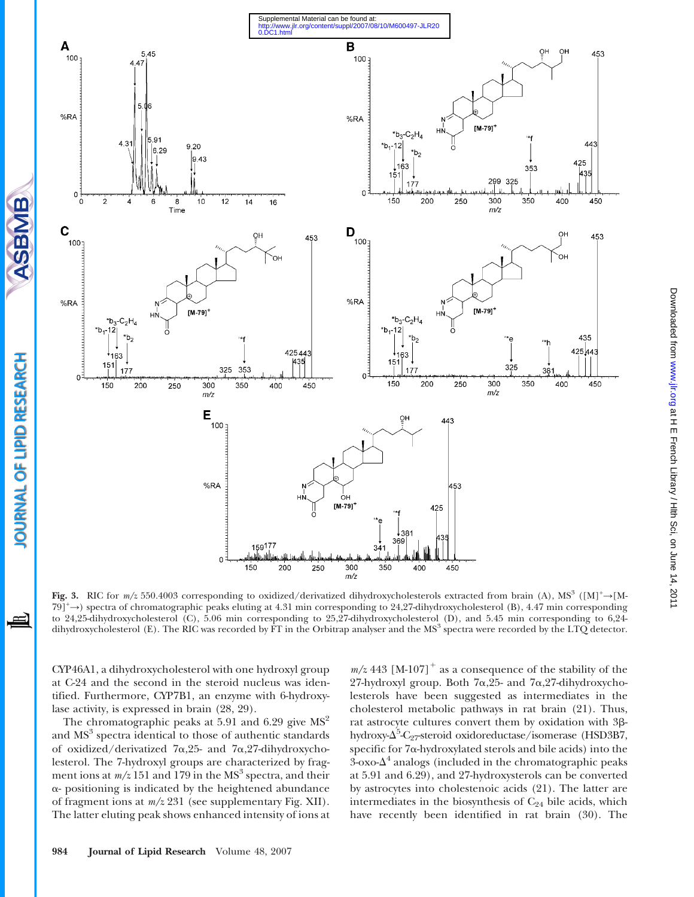Fig. 3. RIC for $m/z$ 550.4003 corresponding to oxidized/derivatized dihydroxycholesterols extracted from brain (A), $MS^3$ ($[M]^+ \rightarrow [M-79]^+ \rightarrow$) spectra of chromatographic peaks eluting at 4.31 min corresponding to 24,27-dihydroxycholesterol (B), 4.47 min corresponding to 24,25-dihydroxycholesterol (C), 5.06 min corresponding to 25,27-dihydroxycholesterol (D), and 5.45 min corresponding to 6,24-dihydroxycholesterol (E). The RIC was recorded by FT in the Orbitrap analyser and the $MS^3$ spectra were recorded by the LTQ detector.

CYP46A1, a dihydroxycholesterol with one hydroxyl group at C-24 and the second in the steroid nucleus was identified. Furthermore, CYP7B1, an enzyme with 6-hydroxylase activity, is expressed in brain (28, 29).

The chromatographic peaks at 5.91 and 6.29 give $MS^2$ and $MS^3$ spectra identical to those of authentic standards of oxidized/derivatized 7α,25- and 7α,27-dihydroxycholesterol. The 7-hydroxyl groups are characterized by fragment ions at $m/z$ 151 and 179 in the $MS^3$ spectra, and their α- positioning is indicated by the heightened abundance of fragment ions at $m/z$ 231 (see supplementary Fig. XII). The latter eluting peak shows enhanced intensity of ions at $m/z$ 443 $[M-107]^+$ as a consequence of the stability of the 27-hydroxyl group. Both 7α,25- and 7α,27-dihydroxycholesterols have been suggested as intermediates in the cholesterol metabolic pathways in rat brain (21). Thus, rat astrocyte cultures convert them by oxidation with 3β-hydroxy-$\Delta^5$-$C_{27}$-steroid oxidoreductase/isomerase (HSD3B7, specific for 7α-hydroxylated sterols and bile acids) into the 3-oxo-$\Delta^4$ analogs (included in the chromatographic peaks at 5.91 and 6.29), and 27-hydroxysterols can be converted by astrocytes into cholestenoic acids (21). The latter are intermediates in the biosynthesis of $C_{24}$ bile acids, which have recently been identified in rat brain (30). The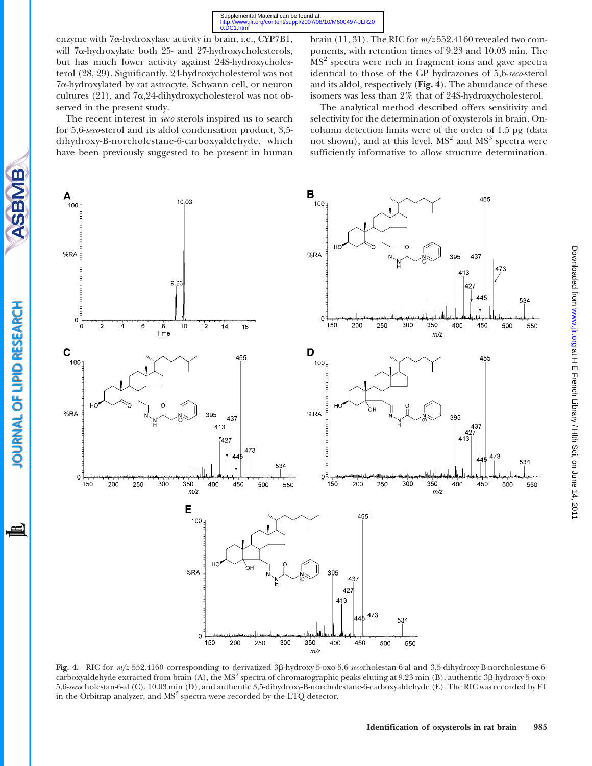enzyme with 7α-hydroxylase activity in brain, i.e., CYP7B1, will 7α-hydroxylate both 25- and 27-hydroxycholesterols, but has much lower activity against 24S-hydroxycholesterol (28, 29). Significantly, 24-hydroxycholesterol was not 7α-hydroxylated by rat astrocyte, Schwann cell, or neuron cultures (21), and 7α,24-dihydroxycholesterol was not observed in the present study.

The recent interest in *seco* sterols inspired us to search for 5,6-*seco*-sterol and its aldol condensation product, 3,5-dihydroxy-B-norcholestane-6-carboxyaldehyde, which have been previously suggested to be present in human brain (11, 31). The RIC for *m/z* 552.4160 revealed two components, with retention times of 9.23 and 10.03 min. The $MS^2$ spectra were rich in fragment ions and gave spectra identical to those of the GP hydrazones of 5,6-*seco*-sterol and its aldol, respectively (**Fig. 4**). The abundance of these isomers was less than 2% that of 24S-hydroxycholesterol.

The analytical method described offers sensitivity and selectivity for the determination of oxysterols in brain. On-column detection limits were of the order of 1.5 pg (data not shown), and at this level, $MS^2$ and $MS^3$ spectra were sufficiently informative to allow structure determination.

**Fig. 4.** RIC for *m/z* 552.4160 corresponding to derivatized 3β-hydroxy-5-oxo-5,6-*seco*cholestan-6-al and 3,5-dihydroxy-B-norcholestane-6-carboxyaldehyde extracted from brain (A), the $MS^2$ spectra of chromatographic peaks eluting at 9.23 min (B), authentic 3β-hydroxy-5-oxo-5,6-*seco*cholestan-6-al (C), 10.03 min (D), and authentic 3,5-dihydroxy-B-norcholestane-6-carboxyaldehyde (E). The RIC was recorded by FT in the Orbitrap analyzer, and $MS^2$ spectra were recorded by the LTQ detector.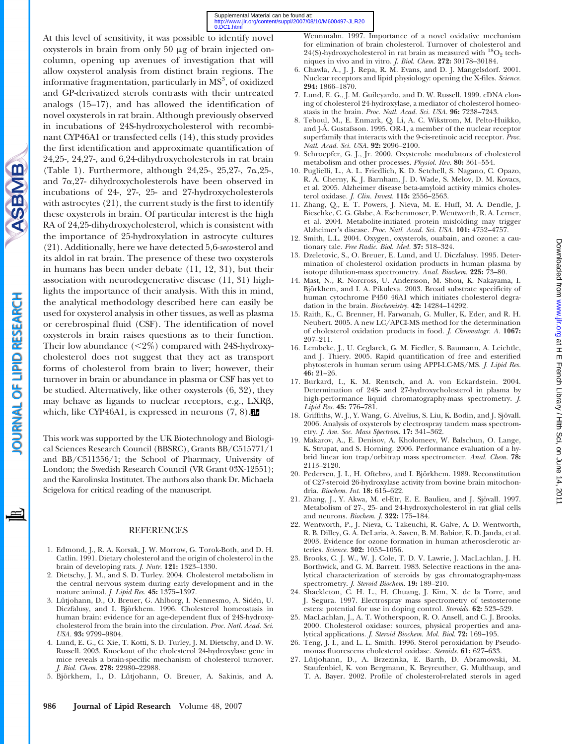At this level of sensitivity, it was possible to identify novel oxysterols in brain from only 50 μg of brain injected on-column, opening up avenues of investigation that will allow oxysterol analysis from distinct brain regions. The informative fragmentation, particularly in $MS^3$, of oxidized and GP-derivatized sterols contrasts with their untreated analogs (15–17), and has allowed the identification of novel oxysterols in rat brain. Although previously observed in incubations of 24S-hydroxycholesterol with recombinant CYP46A1 or transfected cells (14), this study provides the first identification and approximate quantification of 24,25-, 24,27-, and 6,24-dihydroxycholesterols in rat brain (Table 1). Furthermore, although 24,25-, 25,27-, 7α,25-, and 7α,27- dihydroxycholesterols have been observed in incubations of 24-, 27-, 25- and 27-hydroxycholesterols with astrocytes (21), the current study is the first to identify these oxysterols in brain. Of particular interest is the high RA of 24,25-dihydroxycholesterol, which is consistent with the importance of 25-hydroxylation in astrocyte cultures (21). Additionally, here we have detected 5,6-*seco*-sterol and its aldol in rat brain. The presence of these two oxysterols in humans has been under debate (11, 12, 31), but their association with neurodegenerative disease (11, 31) highlights the importance of their analysis. With this in mind, the analytical methodology described here can easily be used for oxysterol analysis in other tissues, as well as plasma or cerebrospinal fluid (CSF). The identification of novel oxysterols in brain raises questions as to their function. Their low abundance (<2%) compared with 24S-hydroxycholesterol does not suggest that they act as transport forms of cholesterol from brain to liver; however, their turnover in brain or abundance in plasma or CSF has yet to be studied. Alternatively, like other oxysterols (6, 32), they may behave as ligands to nuclear receptors, e.g., LXRβ, which, like CYP46A1, is expressed in neurons (7, 8).

This work was supported by the UK Biotechnology and Biological Sciences Research Council (BBSRC), Grants BB/C515771/1 and BB/C511356/1; the School of Pharmacy, University of London; the Swedish Research Council (VR Grant 03X-12551); and the Karolinska Institutet. The authors also thank Dr. Michaela Scigelova for critical reading of the manuscript.

## REFERENCES

1. Edmond, J., R. A. Korsak, J. W. Morrow, G. Torok-Both, and D. H. Catlin. 1991. Dietary cholesterol and the origin of cholesterol in the brain of developing rats. *J. Nutr.* **121:** 1323–1330.
2. Dietschy, J. M., and S. D. Turley. 2004. Cholesterol metabolism in the central nervous system during early development and in the mature animal. *J. Lipid Res.* **45:** 1375–1397.
3. Lütjohann, D., O. Breuer, G. Ahlborg, I. Nennesmo, A. Sidén, U. Diczfalusy, and I. Björkhem. 1996. Cholesterol homeostasis in human brain: evidence for an age-dependent flux of 24S-hydroxycholesterol from the brain into the circulation. *Proc. Natl. Acad. Sci. USA.* **93:** 9799–9804.
4. Lund, E. G., C. Xie, T. Kotti, S. D. Turley, J. M. Dietschy, and D. W. Russell. 2003. Knockout of the cholesterol 24-hydroxylase gene in mice reveals a brain-specific mechanism of cholesterol turnover. *J. Biol. Chem.* **278:** 22980–22988.
5. Björkhem, I., D. Lütjohann, O. Breuer, A. Sakinis, and A. Wennmalm. 1997. Importance of a novel oxidative mechanism for elimination of brain cholesterol. Turnover of cholesterol and 24(S)-hydroxycholesterol in rat brain as measured with $^{18}O_2$ techniques in vivo and in vitro. *J. Biol. Chem.* **272:** 30178–30184.
6. Chawla, A., J. J. Repa, R. M. Evans, and D. J. Mangelsdorf. 2001. Nuclear receptors and lipid physiology: opening the X-files. *Science.* **294:** 1866–1870.
7. Lund, E. G., J. M. Guileyardo, and D. W. Russell. 1999. cDNA cloning of cholesterol 24-hydroxylase, a mediator of cholesterol homeostasis in the brain. *Proc. Natl. Acad. Sci. USA.* **96:** 7238–7243.
8. Teboul, M., E. Enmark, Q. Li, A. C. Wikstrom, M. Pelto-Huikko, and J-Å. Gustafsson. 1995. OR-1, a member of the nuclear receptor superfamily that interacts with the 9-cis-retinoic acid receptor. *Proc. Natl. Acad. Sci. USA.* **92:** 2096–2100.
9. Schroepfer, G. J., Jr. 2000. Oxysterols: modulators of cholesterol metabolism and other processes. *Physiol. Rev.* **80:** 361–554.
10. Puglielli, L., A. L. Friedlich, K. D. Setchell, S. Nagano, C. Opazo, R. A. Cherny, K. J. Barnham, J. D. Wade, S. Melov, D. M. Kovacs, et al. 2005. Alzheimer disease beta-amyloid activity mimics cholesterol oxidase. *J. Clin. Invest.* **115:** 2556–2563.
11. Zhang, Q., E. T. Powers, J. Nieva, M. E. Huff, M. A. Dendle, J. Bieschke, C. G. Glabe, A. Eschenmoser, P. Wentworth, R. A. Lerner, et al. 2004. Metabolite-initiated protein misfolding may trigger Alzheimer's disease. *Proc. Natl. Acad. Sci. USA.* **101:** 4752–4757.
12. Smith, L.L. 2004. Oxygen, oxysterols, ouabain, and ozone: a cautionary tale. *Free Radic. Biol. Med.* **37:** 318–324.
13. Dzeletovic, S., O. Breuer, E. Lund, and U. Diczfalusy. 1995. Determination of cholesterol oxidation products in human plasma by isotope dilution-mass spectrometry. *Anal. Biochem.* **225:** 73–80.
14. Mast, N., R. Norcross, U. Andersson, M. Shou, K. Nakayama, I. Björkhem, and I. A. Pikuleva. 2003. Broad substrate specificity of human cytochrome P450 46A1 which initiates cholesterol degradation in the brain. *Biochemistry.* **42:** 14284–14292.
15. Raith, K., C. Brenner, H. Farwanah, G. Muller, K. Eder, and R. H. Neubert. 2005. A new LC/APCI-MS method for the determination of cholesterol oxidation products in food. *J. Chromatogr. A.* **1067:** 207–211.
16. Lembcke, J., U. Ceglarek, G. M. Fiedler, S. Baumann, A. Leichtle, and J. Thiery. 2005. Rapid quantification of free and esterified phytosterols in human serum using APPI-LC-MS/MS. *J. Lipid Res.* **46:** 21–26.
17. Burkard, I., K. M. Rentsch, and A. von Eckardstein. 2004. Determination of 24S- and 27-hydroxycholesterol in plasma by high-performance liquid chromatography-mass spectrometry. *J. Lipid Res.* **45:** 776–781.
18. Griffiths, W. J., Y. Wang, G. Alvelius, S. Liu, K. Bodin, and J. Sjövall. 2006. Analysis of oxysterols by electrospray tandem mass spectrometry. *J. Am. Soc. Mass Spectrom.* **17:** 341–362.
19. Makarov, A., E. Denisov, A. Kholomeev, W. Balschun, O. Lange, K. Strupat, and S. Horning. 2006. Performance evaluation of a hybrid linear ion trap/orbitrap mass spectrometer. *Anal. Chem.* **78:** 2113–2120.
20. Pedersen, J. I., H. Oftebro, and I. Björkhem. 1989. Reconstitution of C27-steroid 26-hydroxylase activity from bovine brain mitochondria. *Biochem. Int.* **18:** 615–622.
21. Zhang, J., Y. Akwa, M. el-Etr, E. E. Baulieu, and J. Sjövall. 1997. Metabolism of 27-, 25- and 24-hydroxycholesterol in rat glial cells and neurons. *Biochem. J.* **322:** 175–184.
22. Wentworth, P., J. Nieva, C. Takeuchi, R. Galve, A. D. Wentworth, R. B. Dilley, G. A. DeLaria, A. Saven, B. M. Babior, K. D. Janda, et al. 2003. Evidence for ozone formation in human atherosclerotic arteries. *Science.* **302:** 1053–1056.
23. Brooks, C. J. W., W. J. Cole, T. D. V. Lawrie, J. MacLachlan, J. H. Borthwick, and G. M. Barrett. 1983. Selective reactions in the analytical characterization of steroids by gas chromatography-mass spectrometry. *J. Steroid Biochem.* **19:** 189–210.
24. Shackleton, C. H. L., H. Chuang, J. Kim, X. de la Torre, and J. Segura. 1997. Electrospray mass spectrometry of testosterone esters: potential for use in doping control. *Steroids.* **62:** 523–529.
25. MacLachlan, J., A. T. Wotherspoon, R. O. Ansell, and C. J. Brooks. 2000. Cholesterol oxidase: sources, physical properties and analytical applications. *J. Steroid Biochem. Mol. Biol.* **72:** 169–195.
26. Teng, J. I., and L. L. Smith. 1996. Sterol peroxidation by Pseudomonas fluorescens cholesterol oxidase. *Steroids.* **61:** 627–633.
27. Lütjohann, D., A. Brzezinka, E. Barth, D. Abramowski, M. Staufenbiel, K. von Bergmann, K. Beyreuther, G. Multhaup, and T. A. Bayer. 2002. Profile of cholesterol-related sterols in aged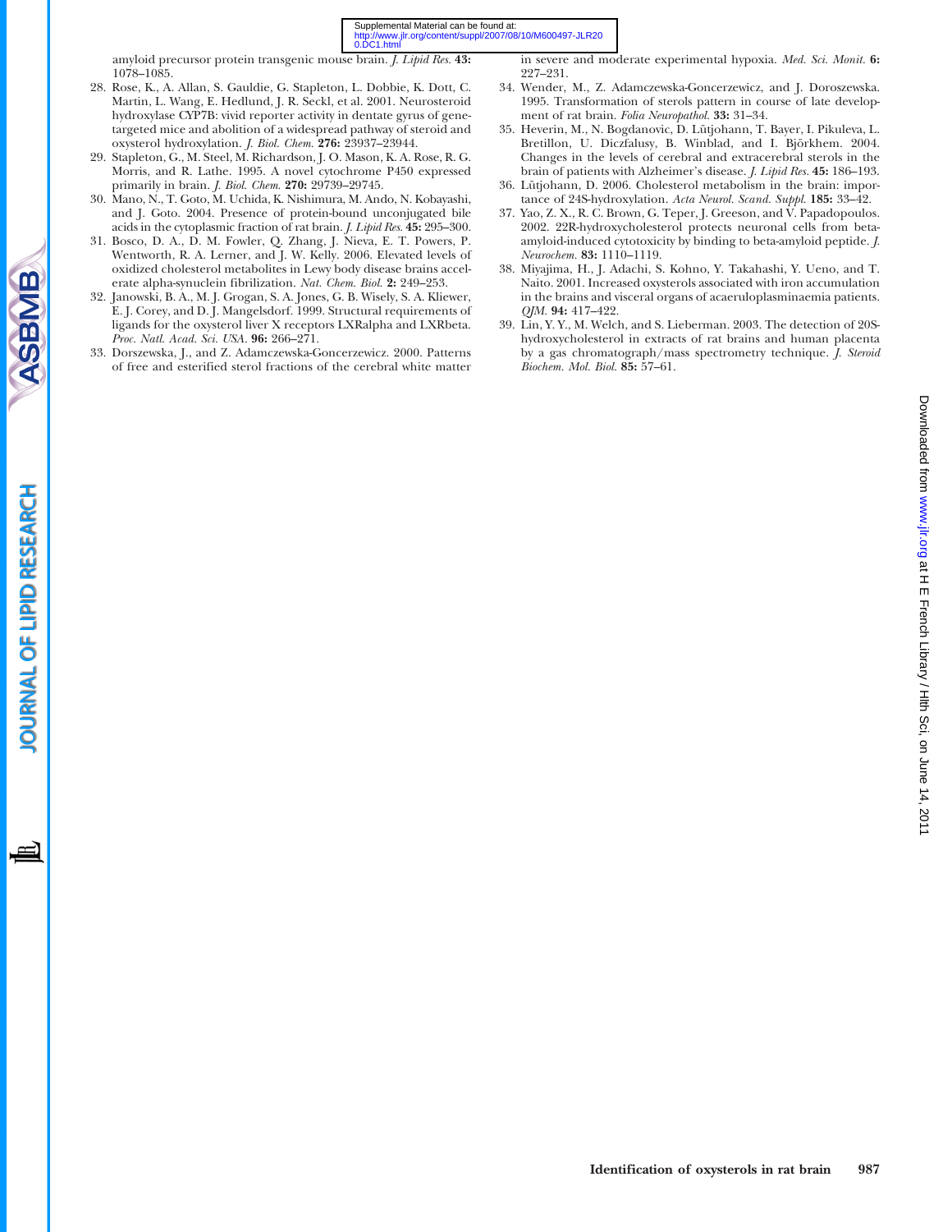amyloid precursor protein transgenic mouse brain. *J. Lipid Res.* **43:** 1078–1085.

28. Rose, K., A. Allan, S. Gauldie, G. Stapleton, L. Dobbie, K. Dott, C. Martin, L. Wang, E. Hedlund, J. R. Seckl, et al. 2001. Neurosteroid hydroxylase CYP7B: vivid reporter activity in dentate gyrus of gene-targeted mice and abolition of a widespread pathway of steroid and oxysterol hydroxylation. *J. Biol. Chem.* **276:** 23937–23944.
29. Stapleton, G., M. Steel, M. Richardson, J. O. Mason, K. A. Rose, R. G. Morris, and R. Lathe. 1995. A novel cytochrome P450 expressed primarily in brain. *J. Biol. Chem.* **270:** 29739–29745.
30. Mano, N., T. Goto, M. Uchida, K. Nishimura, M. Ando, N. Kobayashi, and J. Goto. 2004. Presence of protein-bound unconjugated bile acids in the cytoplasmic fraction of rat brain. *J. Lipid Res.* **45:** 295–300.
31. Bosco, D. A., D. M. Fowler, Q. Zhang, J. Nieva, E. T. Powers, P. Wentworth, R. A. Lerner, and J. W. Kelly. 2006. Elevated levels of oxidized cholesterol metabolites in Lewy body disease brains accelerate alpha-synuclein fibrilization. *Nat. Chem. Biol.* **2:** 249–253.
32. Janowski, B. A., M. J. Grogan, S. A. Jones, G. B. Wisely, S. A. Kliewer, E. J. Corey, and D. J. Mangelsdorf. 1999. Structural requirements of ligands for the oxysterol liver X receptors LXRalpha and LXRbeta. *Proc. Natl. Acad. Sci. USA.* **96:** 266–271.
33. Dorszewska, J., and Z. Adamczewska-Goncerzewicz. 2000. Patterns of free and esterified sterol fractions of the cerebral white matter in severe and moderate experimental hypoxia. *Med. Sci. Monit.* **6:** 227–231.
34. Wender, M., Z. Adamczewska-Goncerzewicz, and J. Doroszewska. 1995. Transformation of sterols pattern in course of late development of rat brain. *Folia Neuropathol.* **33:** 31–34.
35. Heverin, M., N. Bogdanovic, D. Lütjohann, T. Bayer, I. Pikuleva, L. Bretillon, U. Diczfalusy, B. Winblad, and I. Björkhem. 2004. Changes in the levels of cerebral and extracerebral sterols in the brain of patients with Alzheimer's disease. *J. Lipid Res.* **45:** 186–193.
36. Lütjohann, D. 2006. Cholesterol metabolism in the brain: importance of 24S-hydroxylation. *Acta Neurol. Scand. Suppl.* **185:** 33–42.
37. Yao, Z. X., R. C. Brown, G. Teper, J. Greeson, and V. Papadopoulos. 2002. 22R-hydroxycholesterol protects neuronal cells from beta-amyloid-induced cytotoxicity by binding to beta-amyloid peptide. *J. Neurochem.* **83:** 1110–1119.
38. Miyajima, H., J. Adachi, S. Kohno, Y. Takahashi, Y. Ueno, and T. Naito. 2001. Increased oxysterols associated with iron accumulation in the brains and visceral organs of acaeruloplasminaemia patients. *QJM.* **94:** 417–422.
39. Lin, Y. Y., M. Welch, and S. Lieberman. 2003. The detection of 20S-hydroxycholesterol in extracts of rat brains and human placenta by a gas chromatograph/mass spectrometry technique. *J. Steroid Biochem. Mol. Biol.* **85:** 57–61.